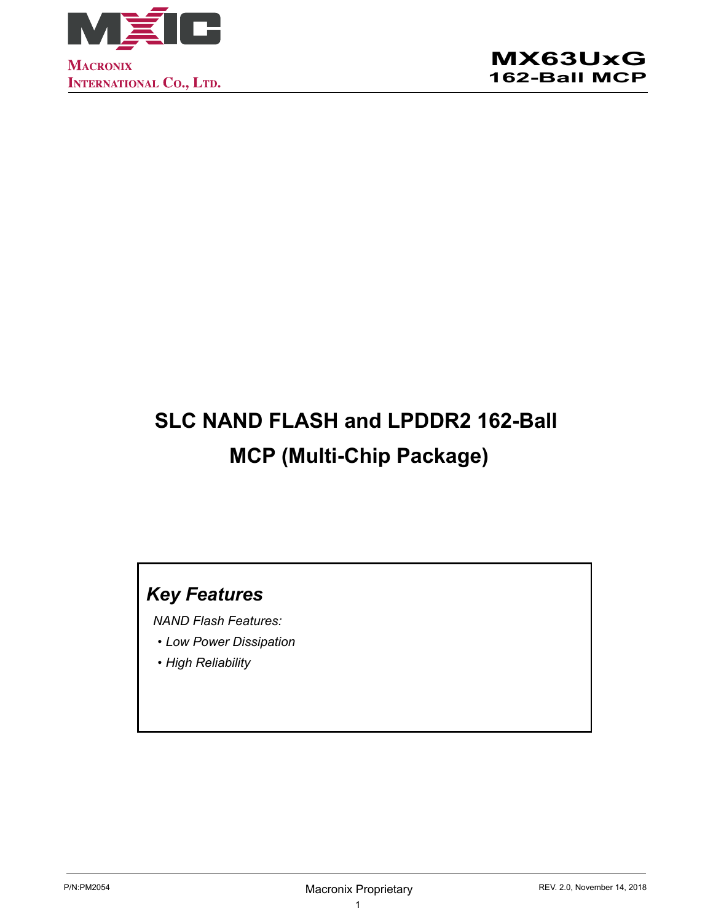# MX63UxG
## 162-Ball MCP

# SLC NAND FLASH and LPDDR2 162-Ball MCP (Multi-Chip Package)

## *Key Features*

*NAND Flash Features:*

- *Low Power Dissipation*
- *High Reliability*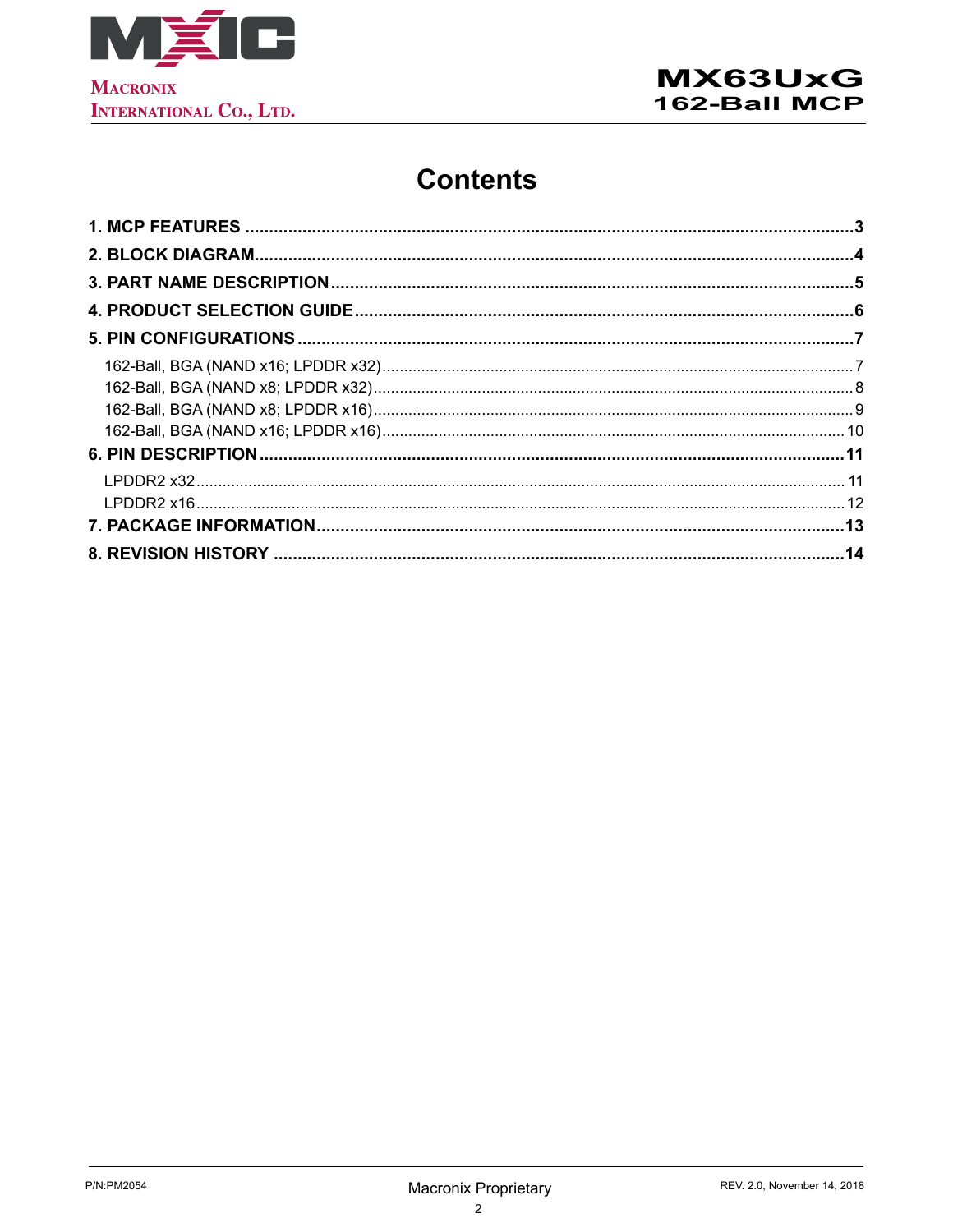# Contents

**1. MCP FEATURES** ..... **3**

**2. BLOCK DIAGRAM** ..... **4**

**3. PART NAME DESCRIPTION** ..... **5**

**4. PRODUCT SELECTION GUIDE** ..... **6**

**5. PIN CONFIGURATIONS** ..... **7**

- 162-Ball, BGA (NAND x16; LPDDR x32) ..... 7
- 162-Ball, BGA (NAND x8; LPDDR x32) ..... 8
- 162-Ball, BGA (NAND x8; LPDDR x16) ..... 9
- 162-Ball, BGA (NAND x16; LPDDR x16) ..... 10

**6. PIN DESCRIPTION** ..... **11**

- LPDDR2 x32 ..... 11
- LPDDR2 x16 ..... 12

**7. PACKAGE INFORMATION** ..... **13**

**8. REVISION HISTORY** ..... **14**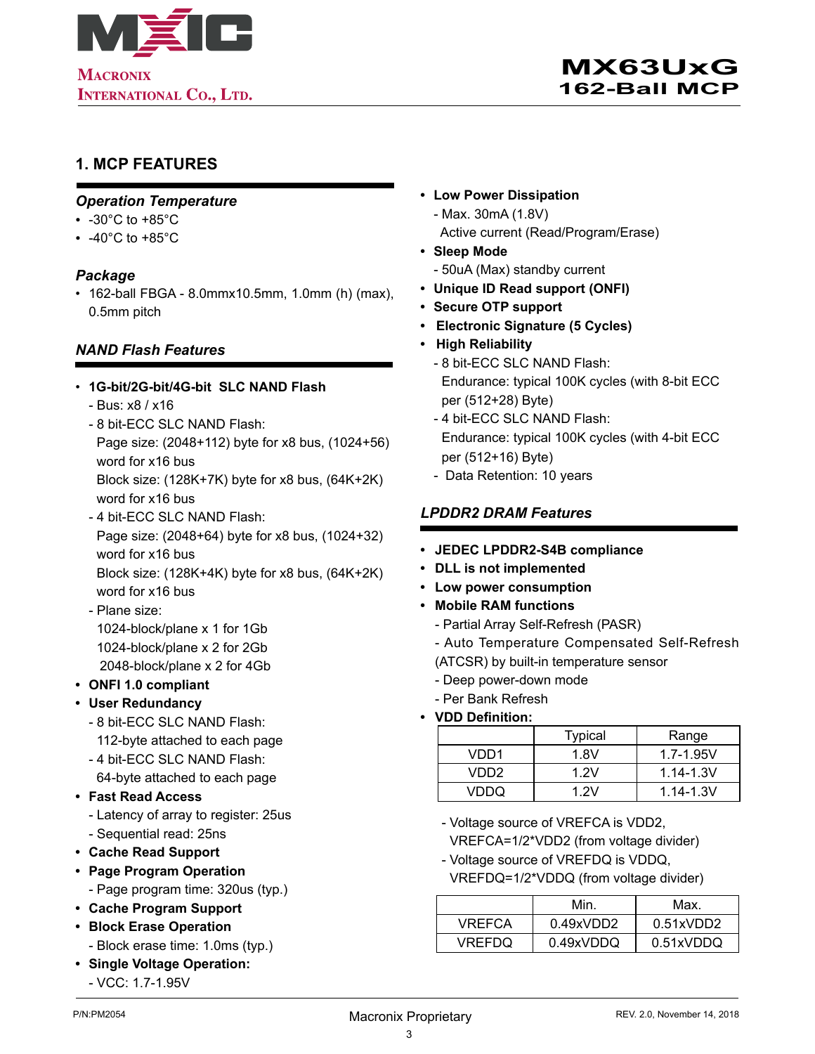## 1. MCP FEATURES

### *Operation Temperature*

- -30°C to +85°C
- -40°C to +85°C

### *Package*

- 162-ball FBGA - 8.0mmx10.5mm, 1.0mm (h) (max), 0.5mm pitch

### *NAND Flash Features*

- **1G-bit/2G-bit/4G-bit SLC NAND Flash**
  - Bus: x8 / x16
  - 8 bit-ECC SLC NAND Flash:
    Page size: (2048+112) byte for x8 bus, (1024+56) word for x16 bus
    Block size: (128K+7K) byte for x8 bus, (64K+2K) word for x16 bus
  - 4 bit-ECC SLC NAND Flash:
    Page size: (2048+64) byte for x8 bus, (1024+32) word for x16 bus
    Block size: (128K+4K) byte for x8 bus, (64K+2K) word for x16 bus
  - Plane size:
    1024-block/plane x 1 for 1Gb
    1024-block/plane x 2 for 2Gb
    2048-block/plane x 2 for 4Gb
- **ONFI 1.0 compliant**
- **User Redundancy**
  - 8 bit-ECC SLC NAND Flash:
    112-byte attached to each page
  - 4 bit-ECC SLC NAND Flash:
    64-byte attached to each page
- **Fast Read Access**
  - Latency of array to register: 25us
  - Sequential read: 25ns
- **Cache Read Support**
- **Page Program Operation**
  - Page program time: 320us (typ.)
- **Cache Program Support**
- **Block Erase Operation**
  - Block erase time: 1.0ms (typ.)
- **Single Voltage Operation:**
  - VCC: 1.7-1.95V
- **Low Power Dissipation**
  - Max. 30mA (1.8V)
    Active current (Read/Program/Erase)
- **Sleep Mode**
  - 50uA (Max) standby current
- **Unique ID Read support (ONFI)**
- **Secure OTP support**
- **Electronic Signature (5 Cycles)**
- **High Reliability**
  - 8 bit-ECC SLC NAND Flash:
    Endurance: typical 100K cycles (with 8-bit ECC per (512+28) Byte)
  - 4 bit-ECC SLC NAND Flash:
    Endurance: typical 100K cycles (with 4-bit ECC per (512+16) Byte)
  - Data Retention: 10 years

### *LPDDR2 DRAM Features*

- **JEDEC LPDDR2-S4B compliance**
- **DLL is not implemented**
- **Low power consumption**
- **Mobile RAM functions**
  - Partial Array Self-Refresh (PASR)
  - Auto Temperature Compensated Self-Refresh (ATCSR) by built-in temperature sensor
  - Deep power-down mode
  - Per Bank Refresh
- **VDD Definition:**

| | Typical | Range |
|---|---|---|
| VDD1 | 1.8V | 1.7-1.95V |
| VDD2 | 1.2V | 1.14-1.3V |
| VDDQ | 1.2V | 1.14-1.3V |

- Voltage source of VREFCA is VDD2, VREFCA=1/2*VDD2 (from voltage divider)
- Voltage source of VREFDQ is VDDQ, VREFDQ=1/2*VDDQ (from voltage divider)

| | Min. | Max. |
|---|---|---|
| VREFCA | 0.49xVDD2 | 0.51xVDD2 |
| VREFDQ | 0.49xVDDQ | 0.51xVDDQ |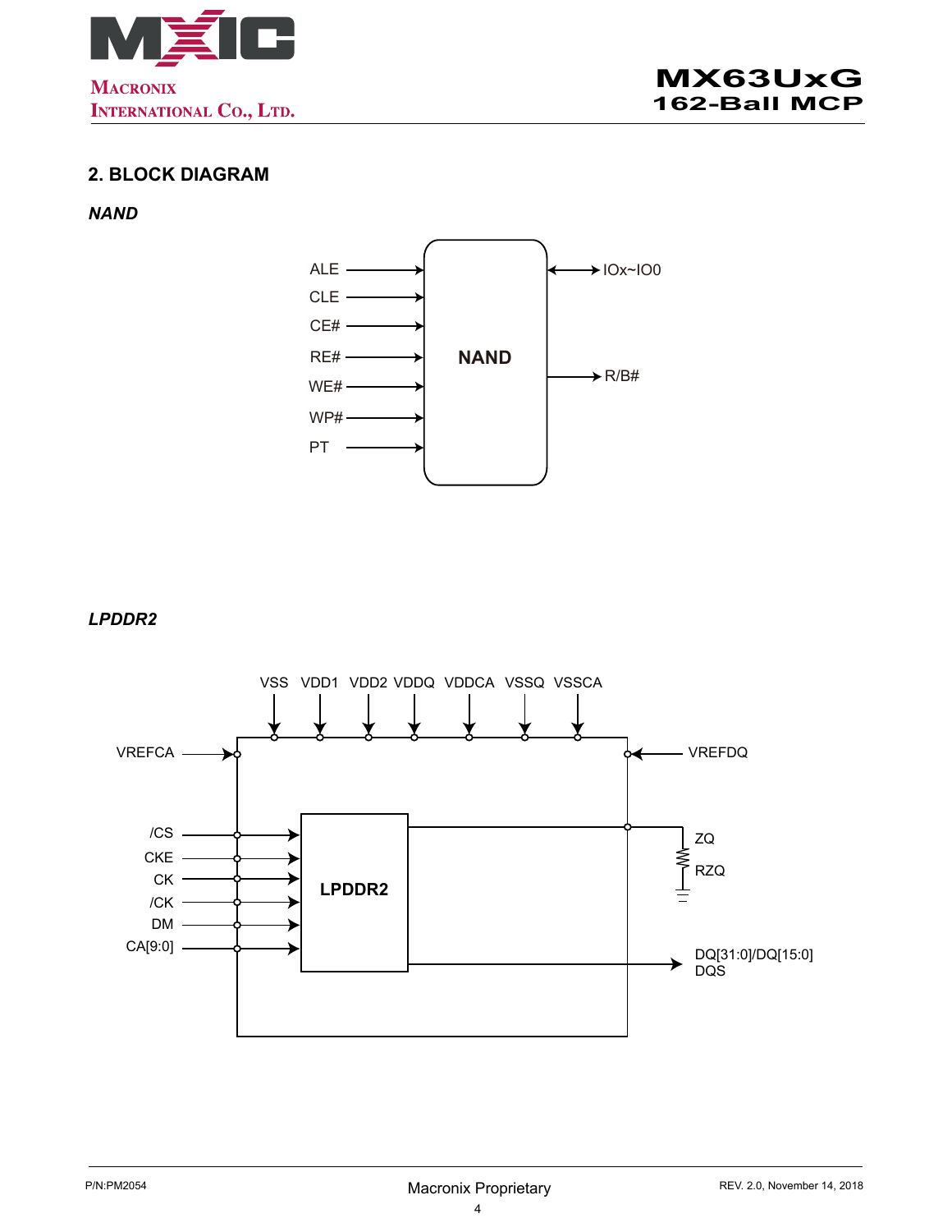## 2. BLOCK DIAGRAM

*NAND*

ALE
CLE
CE#
RE#
WE#
WP#
PT

NAND

IOx~IO0
R/B#

*LPDDR2*

VSS VDD1 VDD2 VDDQ VDDCA VSSQ VSSCA

VREFCA
VREFDQ

/CS
CKE
CK
/CK
DM
CA[9:0]

LPDDR2

ZQ
RZQ

DQ[31:0]/DQ[15:0]
DQS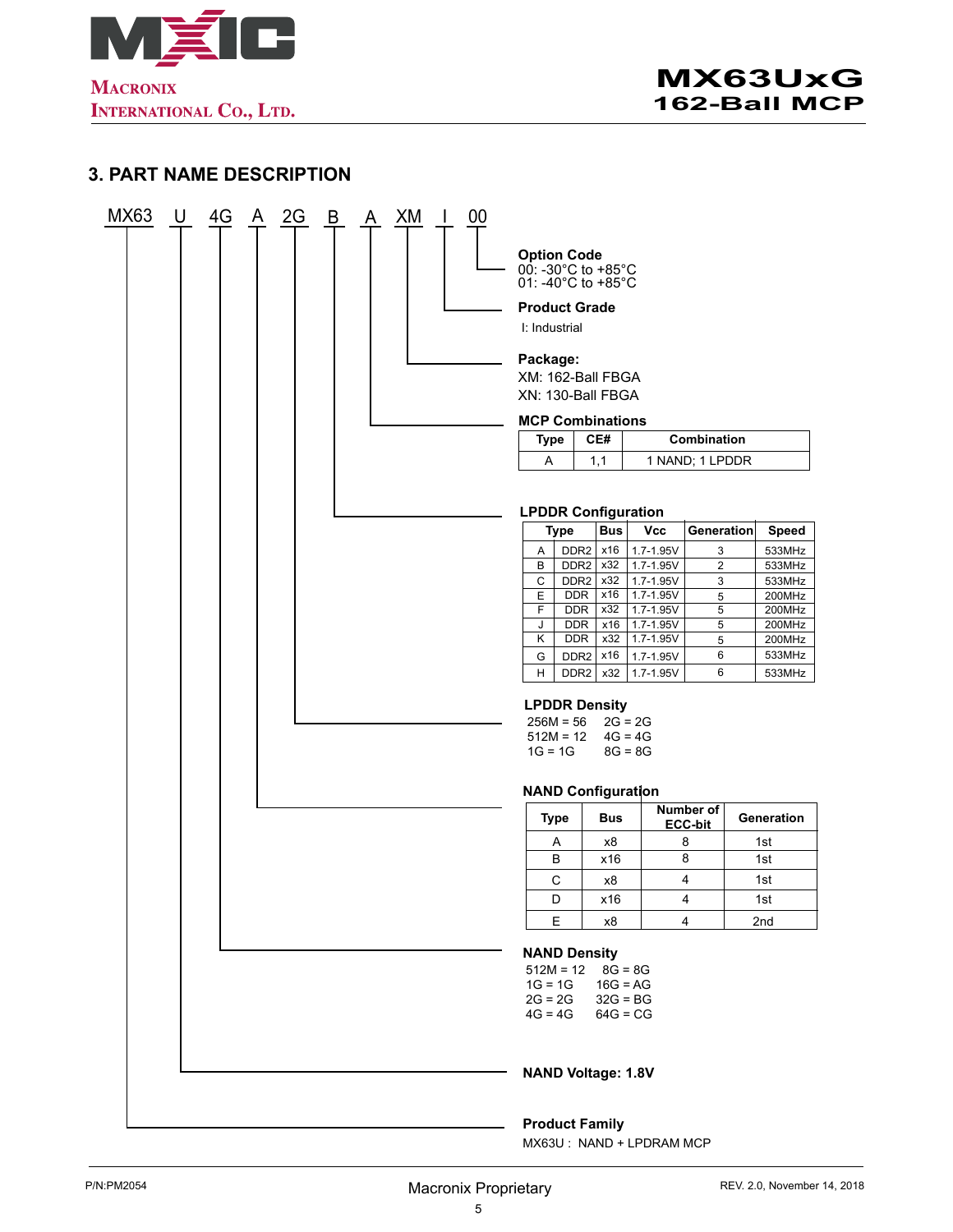## 3. PART NAME DESCRIPTION

MX63 U 4G A 2G B A XM I 00

**Option Code**
00: -30°C to +85°C
01: -40°C to +85°C

**Product Grade**
I: Industrial

**Package:**
XM: 162-Ball FBGA
XN: 130-Ball FBGA

**MCP Combinations**

| Type | CE# | Combination |
|---|---|---|
| A | 1,1 | 1 NAND; 1 LPDDR |

**LPDDR Configuration**

| Type | | Bus | Vcc | Generation | Speed |
|---|---|---|---|---|---|
| A | DDR2 | x16 | 1.7-1.95V | 3 | 533MHz |
| B | DDR2 | x32 | 1.7-1.95V | 2 | 533MHz |
| C | DDR2 | x32 | 1.7-1.95V | 3 | 533MHz |
| E | DDR | x16 | 1.7-1.95V | 5 | 200MHz |
| F | DDR | x32 | 1.7-1.95V | 5 | 200MHz |
| J | DDR | x16 | 1.7-1.95V | 5 | 200MHz |
| K | DDR | x32 | 1.7-1.95V | 5 | 200MHz |
| G | DDR2 | x16 | 1.7-1.95V | 6 | 533MHz |
| H | DDR2 | x32 | 1.7-1.95V | 6 | 533MHz |

**LPDDR Density**
256M = 56　2G = 2G
512M = 12　4G = 4G
1G = 1G　8G = 8G

**NAND Configuration**

| Type | Bus | Number of ECC-bit | Generation |
|---|---|---|---|
| A | x8 | 8 | 1st |
| B | x16 | 8 | 1st |
| C | x8 | 4 | 1st |
| D | x16 | 4 | 1st |
| E | x8 | 4 | 2nd |

**NAND Density**
512M = 12　8G = 8G
1G = 1G　16G = AG
2G = 2G　32G = BG
4G = 4G　64G = CG

**NAND Voltage: 1.8V**

**Product Family**
MX63U : NAND + LPDRAM MCP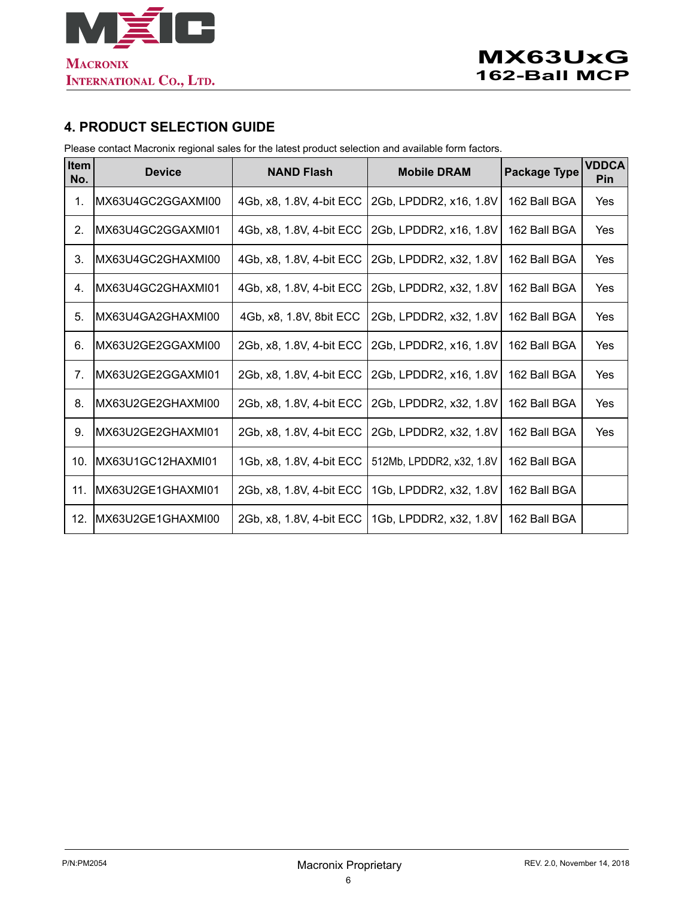## 4. PRODUCT SELECTION GUIDE

Please contact Macronix regional sales for the latest product selection and available form factors.

| Item No. | Device | NAND Flash | Mobile DRAM | Package Type | VDDCA Pin |
|---|---|---|---|---|---|
| 1. | MX63U4GC2GGAXMI00 | 4Gb, x8, 1.8V, 4-bit ECC | 2Gb, LPDDR2, x16, 1.8V | 162 Ball BGA | Yes |
| 2. | MX63U4GC2GGAXMI01 | 4Gb, x8, 1.8V, 4-bit ECC | 2Gb, LPDDR2, x16, 1.8V | 162 Ball BGA | Yes |
| 3. | MX63U4GC2GHAXMI00 | 4Gb, x8, 1.8V, 4-bit ECC | 2Gb, LPDDR2, x32, 1.8V | 162 Ball BGA | Yes |
| 4. | MX63U4GC2GHAXMI01 | 4Gb, x8, 1.8V, 4-bit ECC | 2Gb, LPDDR2, x32, 1.8V | 162 Ball BGA | Yes |
| 5. | MX63U4GA2GHAXMI00 | 4Gb, x8, 1.8V, 8bit ECC | 2Gb, LPDDR2, x32, 1.8V | 162 Ball BGA | Yes |
| 6. | MX63U2GE2GGAXMI00 | 2Gb, x8, 1.8V, 4-bit ECC | 2Gb, LPDDR2, x16, 1.8V | 162 Ball BGA | Yes |
| 7. | MX63U2GE2GGAXMI01 | 2Gb, x8, 1.8V, 4-bit ECC | 2Gb, LPDDR2, x16, 1.8V | 162 Ball BGA | Yes |
| 8. | MX63U2GE2GHAXMI00 | 2Gb, x8, 1.8V, 4-bit ECC | 2Gb, LPDDR2, x32, 1.8V | 162 Ball BGA | Yes |
| 9. | MX63U2GE2GHAXMI01 | 2Gb, x8, 1.8V, 4-bit ECC | 2Gb, LPDDR2, x32, 1.8V | 162 Ball BGA | Yes |
| 10. | MX63U1GC12HAXMI01 | 1Gb, x8, 1.8V, 4-bit ECC | 512Mb, LPDDR2, x32, 1.8V | 162 Ball BGA | |
| 11. | MX63U2GE1GHAXMI01 | 2Gb, x8, 1.8V, 4-bit ECC | 1Gb, LPDDR2, x32, 1.8V | 162 Ball BGA | |
| 12. | MX63U2GE1GHAXMI00 | 2Gb, x8, 1.8V, 4-bit ECC | 1Gb, LPDDR2, x32, 1.8V | 162 Ball BGA | |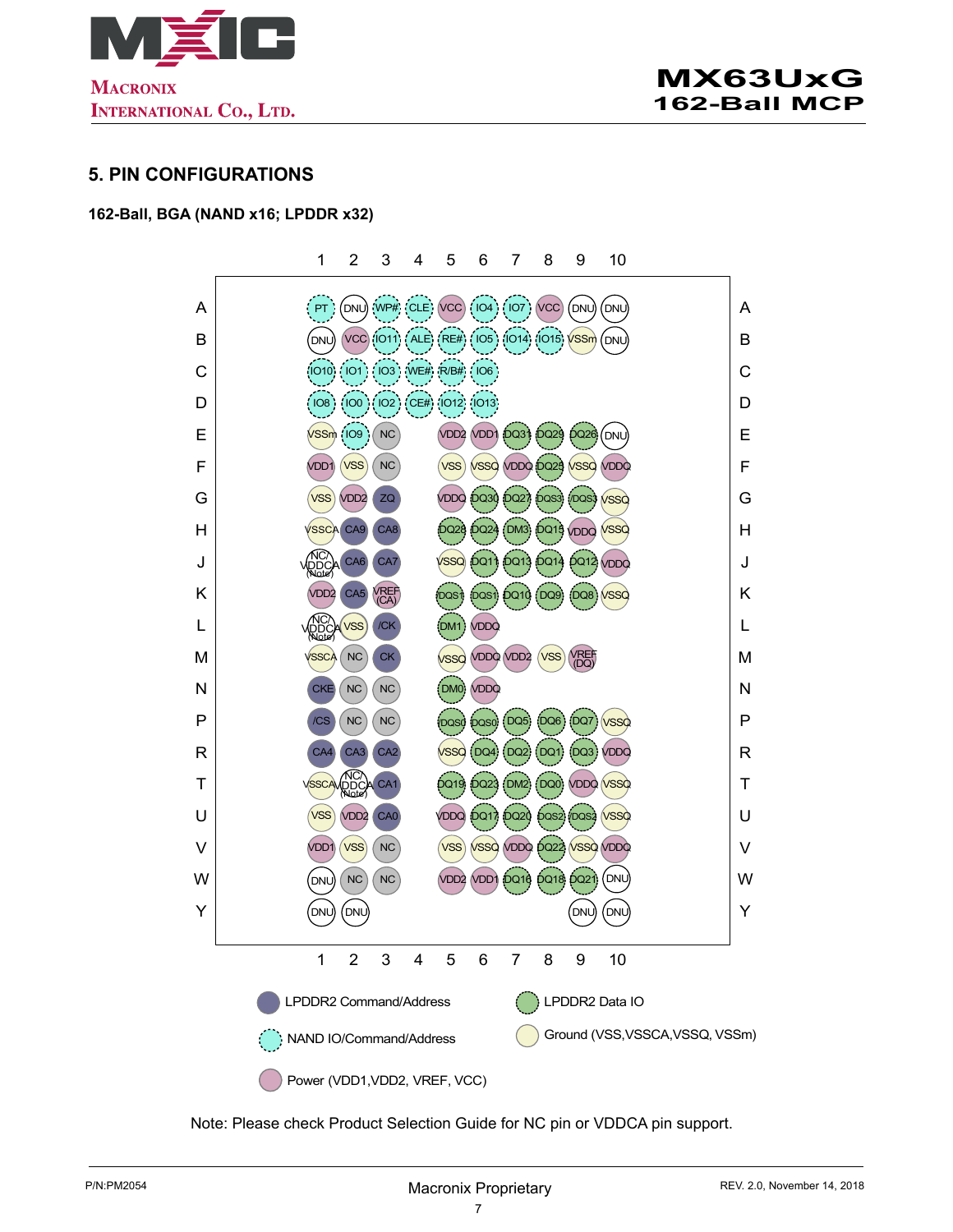## 5. PIN CONFIGURATIONS

**162-Ball, BGA (NAND x16; LPDDR x32)**

| | 1 | 2 | 3 | 4 | 5 | 6 | 7 | 8 | 9 | 10 |
|---|---|---|---|---|---|---|---|---|---|---|
| A | PT | DNU | WP# | CLE | VCC | IO4 | IO7 | VCC | DNU | DNU |
| B | DNU | VCC | IO11 | ALE | RE# | IO5 | IO14 | IO15 | VSSm | DNU |
| C | IO10 | IO1 | IO3 | WE# | R/B# | IO6 | | | | |
| D | IO8 | IO0 | IO2 | CE# | IO12 | IO13 | | | | |
| E | VSSm | IO9 | NC | | VDD2 | VDD1 | DQ31 | DQ29 | DQ26 | DNU |
| F | VDD1 | VSS | NC | | VSS | VSSQ | VDDQ | DQ25 | VSSQ | VDDQ |
| G | VSS | VDD2 | ZQ | | VDDQ | DQ30 | DQ27 | DQS3 | /DQS3 | VSSQ |
| H | VSSCA | CA9 | CA8 | | DQ28 | DQ24 | DM3 | DQ15 | VDDQ | VSSQ |
| J | NC/ VDDCA (Note) | CA6 | CA7 | | VSSQ | DQ11 | DQ13 | DQ14 | DQ12 | VDDQ |
| K | VDD2 | CA5 | VREF (CA) | | /DQS1 | DQS1 | DQ10 | DQ9 | DQ8 | VSSQ |
| L | NC/ VDDCA (Note) | VSS | /CK | | DM1 | VDDQ | | | | |
| M | VSSCA | NC | CK | | VSSQ | VDDQ | VDD2 | VSS | VREF (DQ) | |
| N | CKE | NC | NC | | DM0 | VDDQ | | | | |
| P | /CS | NC | NC | | /DQS0 | DQS0 | DQ5 | DQ6 | DQ7 | VSSQ |
| R | CA4 | CA3 | CA2 | | VSSQ | DQ4 | DQ2 | DQ1 | DQ3 | VDDQ |
| T | VSSCA | NC/ VDDCA (Note) | CA1 | | DQ19 | DQ23 | DM2 | DQ0 | VDDQ | VSSQ |
| U | VSS | VDD2 | CA0 | | VDDQ | DQ17 | DQ20 | DQS2 | /DQS2 | VSSQ |
| V | VDD1 | VSS | NC | | VSS | VSSQ | VDDQ | DQ22 | VSSQ | VDDQ |
| W | DNU | NC | NC | | VDD2 | VDD1 | DQ16 | DQ18 | DQ21 | DNU |
| Y | DNU | DNU | | | | | | | DNU | DNU |

Legend:
- LPDDR2 Command/Address
- LPDDR2 Data IO
- NAND IO/Command/Address
- Ground (VSS,VSSCA,VSSQ, VSSm)
- Power (VDD1,VDD2, VREF, VCC)

Note: Please check Product Selection Guide for NC pin or VDDCA pin support.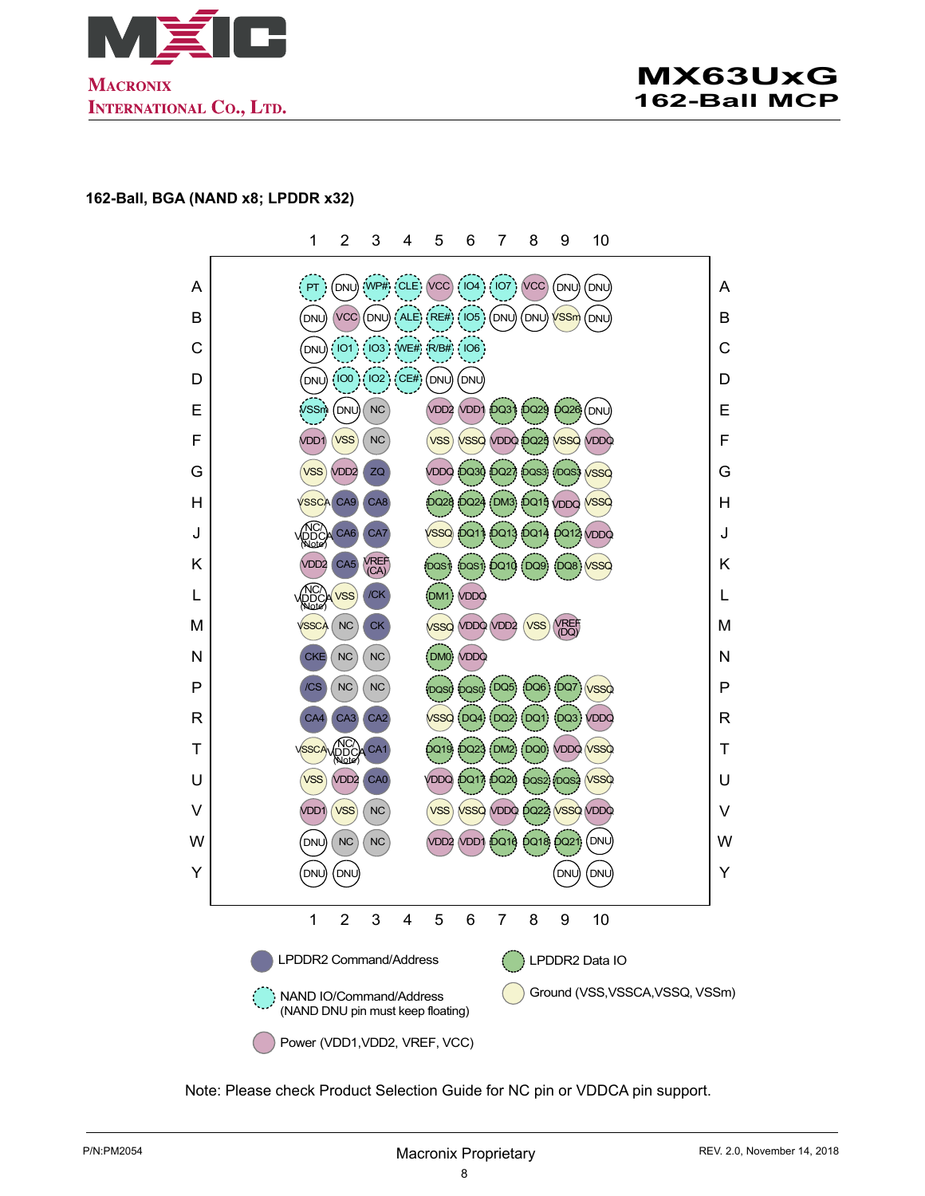## 162-Ball, BGA (NAND x8; LPDDR x32)

| | 1 | 2 | 3 | 4 | 5 | 6 | 7 | 8 | 9 | 10 |
|---|---|---|---|---|---|---|---|---|---|---|
| A | PT | DNU | WP# | CLE | VCC | IO4 | IO7 | VCC | DNU | DNU |
| B | DNU | VCC | DNU | ALE | RE# | IO5 | DNU | DNU | VSSm | DNU |
| C | DNU | IO1 | IO3 | WE# | R/B# | IO6 | | | | |
| D | DNU | IO0 | IO2 | CE# | DNU | DNU | | | | |
| E | VSSm | DNU | NC | | VDD2 | VDD1 | DQ31 | DQ29 | DQ26 | DNU |
| F | VDD1 | VSS | NC | | VSS | VSSQ | VDDQ | DQ25 | VSSQ | VDDQ |
| G | VSS | VDD2 | ZQ | | VDDQ | DQ30 | DQ27 | DQS3 | /DQS3 | VSSQ |
| H | VSSCA | CA9 | CA8 | | DQ28 | DQ24 | DM3 | DQ15 | VDDQ | VSSQ |
| J | NC/ VDDCA (Note) | CA6 | CA7 | | VSSQ | DQ11 | DQ13 | DQ14 | DQ12 | VDDQ |
| K | VDD2 | CA5 | VREF (CA) | | /DQS1 | DQS1 | DQ10 | DQ9 | DQ8 | VSSQ |
| L | NC/ VDDCA (Note) | VSS | /CK | | DM1 | VDDQ | | | | |
| M | VSSCA | NC | CK | | VSSQ | VDDQ | VDD2 | VSS | VREF (DQ) | |
| N | CKE | NC | NC | | DM0 | VDDQ | | | | |
| P | /CS | NC | NC | | /DQS0 | DQS0 | DQ5 | DQ6 | DQ7 | VSSQ |
| R | CA4 | CA3 | CA2 | | VSSQ | DQ4 | DQ2 | DQ1 | DQ3 | VDDQ |
| T | VSSCA | NC/ VDDCA (Note) | CA1 | | DQ19 | DQ23 | DM2 | DQ0 | VDDQ | VSSQ |
| U | VSS | VDD2 | CA0 | | VDDQ | DQ17 | DQ20 | DQS2 | /DQS2 | VSSQ |
| V | VDD1 | VSS | NC | | VSS | VSSQ | VDDQ | DQ22 | VSSQ | VDDQ |
| W | DNU | NC | NC | | VDD2 | VDD1 | DQ16 | DQ18 | DQ21 | DNU |
| Y | DNU | DNU | | | | | | | DNU | DNU |

Legend:

- LPDDR2 Command/Address
- LPDDR2 Data IO
- NAND IO/Command/Address (NAND DNU pin must keep floating)
- Ground (VSS,VSSCA,VSSQ, VSSm)
- Power (VDD1,VDD2, VREF, VCC)

Note: Please check Product Selection Guide for NC pin or VDDCA pin support.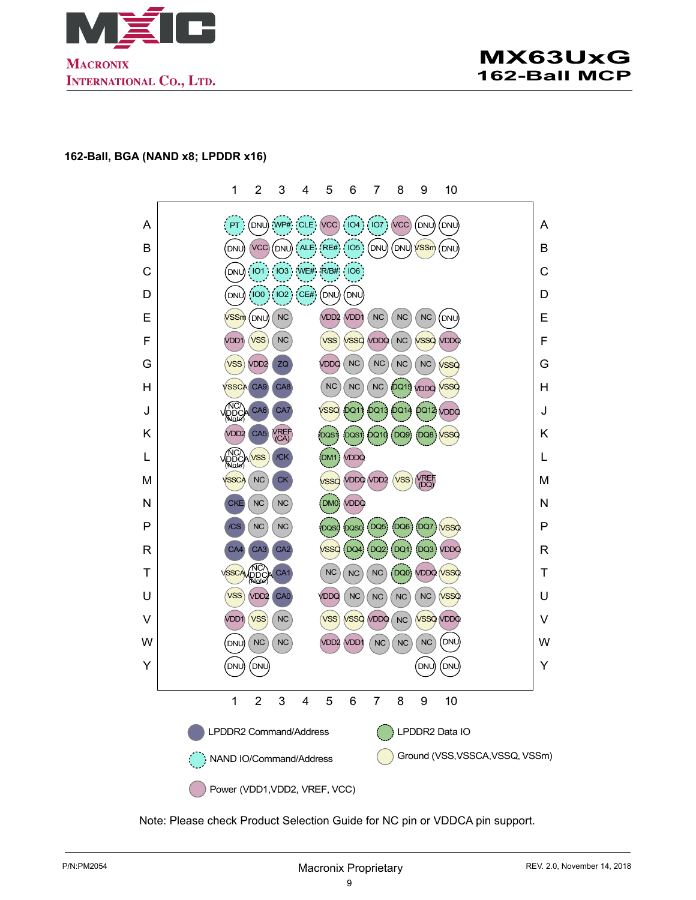## 162-Ball, BGA (NAND x8; LPDDR x16)

| | 1 | 2 | 3 | 4 | 5 | 6 | 7 | 8 | 9 | 10 |
|---|---|---|---|---|---|---|---|---|---|---|
| A | PT | DNU | WP# | CLE | VCC | IO4 | IO7 | VCC | DNU | DNU |
| B | DNU | VCC | DNU | ALE | RE# | IO5 | DNU | DNU | VSSm | DNU |
| C | DNU | IO1 | IO3 | WE# | R/B# | IO6 | | | | |
| D | DNU | IO0 | IO2 | CE# | DNU | DNU | | | | |
| E | VSSm | DNU | NC | | VDD2 | VDD1 | NC | NC | NC | DNU |
| F | VDD1 | VSS | NC | | VSS | VSSQ | VDDQ | NC | VSSQ | VDDQ |
| G | VSS | VDD2 | ZQ | | VDDQ | NC | NC | NC | NC | VSSQ |
| H | VSSCA | CA9 | CA8 | | NC | NC | NC | DQ15 | VDDQ | VSSQ |
| J | NC/VDDCA (Note) | CA6 | CA7 | | VSSQ | DQ11 | DQ13 | DQ14 | DQ12 | VDDQ |
| K | VDD2 | CA5 | VREF (CA) | | /DQS1 | DQS1 | DQ10 | DQ9 | DQ8 | VSSQ |
| L | NC/VDDCA (Note) | VSS | /CK | | DM1 | VDDQ | | | | |
| M | VSSCA | NC | CK | | VSSQ | VDDQ | VDD2 | VSS | VREF (DQ) | |
| N | CKE | NC | NC | | DM0 | VDDQ | | | | |
| P | /CS | NC | NC | | /DQS0 | DQS0 | DQ5 | DQ6 | DQ7 | VSSQ |
| R | CA4 | CA3 | CA2 | | VSSQ | DQ4 | DQ2 | DQ1 | DQ3 | VDDQ |
| T | VSSCA | NC/VDDCA (Note) | CA1 | | NC | NC | NC | DQ0 | VDDQ | VSSQ |
| U | VSS | VDD2 | CA0 | | VDDQ | NC | NC | NC | NC | VSSQ |
| V | VDD1 | VSS | NC | | VSS | VSSQ | VDDQ | NC | VSSQ | VDDQ |
| W | DNU | NC | NC | | VDD2 | VDD1 | NC | NC | NC | DNU |
| Y | DNU | DNU | | | | | | | DNU | DNU |

Legend:
- LPDDR2 Command/Address
- LPDDR2 Data IO
- NAND IO/Command/Address
- Ground (VSS,VSSCA,VSSQ, VSSm)
- Power (VDD1,VDD2, VREF, VCC)

Note: Please check Product Selection Guide for NC pin or VDDCA pin support.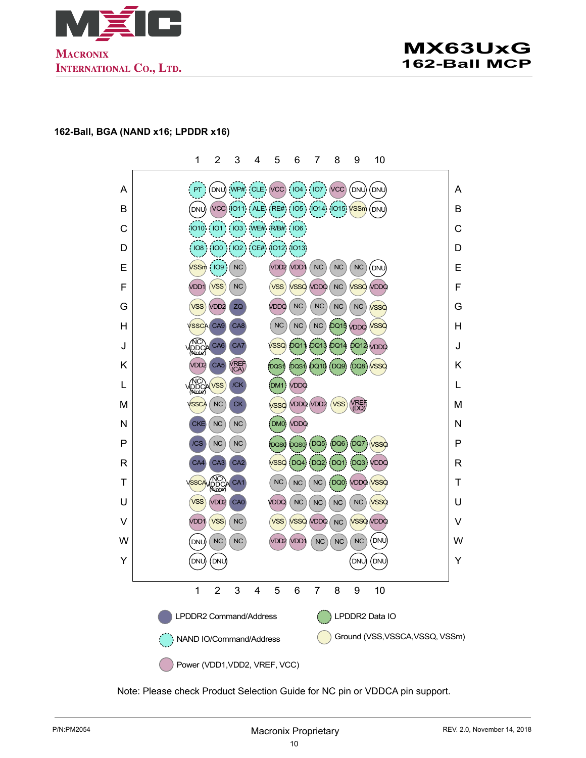## 162-Ball, BGA (NAND x16; LPDDR x16)

| | 1 | 2 | 3 | 4 | 5 | 6 | 7 | 8 | 9 | 10 |
|---|---|---|---|---|---|---|---|---|---|---|
| A | PT | DNU | WP# | CLE | VCC | IO4 | IO7 | VCC | DNU | DNU |
| B | DNU | VCC | IO11 | ALE | RE# | IO5 | IO14 | IO15 | VSSm | DNU |
| C | IO10 | IO1 | IO3 | WE# | R/B# | IO6 | | | | |
| D | IO8 | IO0 | IO2 | CE# | IO12 | IO13 | | | | |
| E | VSSm | IO9 | NC | | VDD2 | VDD1 | NC | NC | NC | DNU |
| F | VDD1 | VSS | NC | | VSS | VSSQ | VDDQ | NC | VSSQ | VDDQ |
| G | VSS | VDD2 | ZQ | | VDDQ | NC | NC | NC | NC | VSSQ |
| H | VSSCA | CA9 | CA8 | | NC | NC | NC | DQ15 | VDDQ | VSSQ |
| J | NC/VDDCA (Note) | CA6 | CA7 | | VSSQ | DQ11 | DQ13 | DQ14 | DQ12 | VDDQ |
| K | VDD2 | CA5 | VREF (CA) | | /DQS1 | DQS1 | DQ10 | DQ9 | DQ8 | VSSQ |
| L | NC/VDDCA (Note) | VSS | /CK | | DM1 | VDDQ | | | | |
| M | VSSCA | NC | CK | | VSSQ | VDDQ | VDD2 | VSS | VREF (DQ) | |
| N | CKE | NC | NC | | DM0 | VDDQ | | | | |
| P | /CS | NC | NC | | /DQS0 | DQS0 | DQ5 | DQ6 | DQ7 | VSSQ |
| R | CA4 | CA3 | CA2 | | VSSQ | DQ4 | DQ2 | DQ1 | DQ3 | VDDQ |
| T | VSSCA | NC/VDDCA (Note) | CA1 | | NC | NC | NC | DQ0 | VDDQ | VSSQ |
| U | VSS | VDD2 | CA0 | | VDDQ | NC | NC | NC | NC | VSSQ |
| V | VDD1 | VSS | NC | | VSS | VSSQ | VDDQ | NC | VSSQ | VDDQ |
| W | DNU | NC | NC | | VDD2 | VDD1 | NC | NC | NC | DNU |
| Y | DNU | DNU | | | | | | | DNU | DNU |

Legend:
- LPDDR2 Command/Address
- LPDDR2 Data IO
- NAND IO/Command/Address
- Ground (VSS,VSSCA,VSSQ, VSSm)
- Power (VDD1,VDD2, VREF, VCC)

Note: Please check Product Selection Guide for NC pin or VDDCA pin support.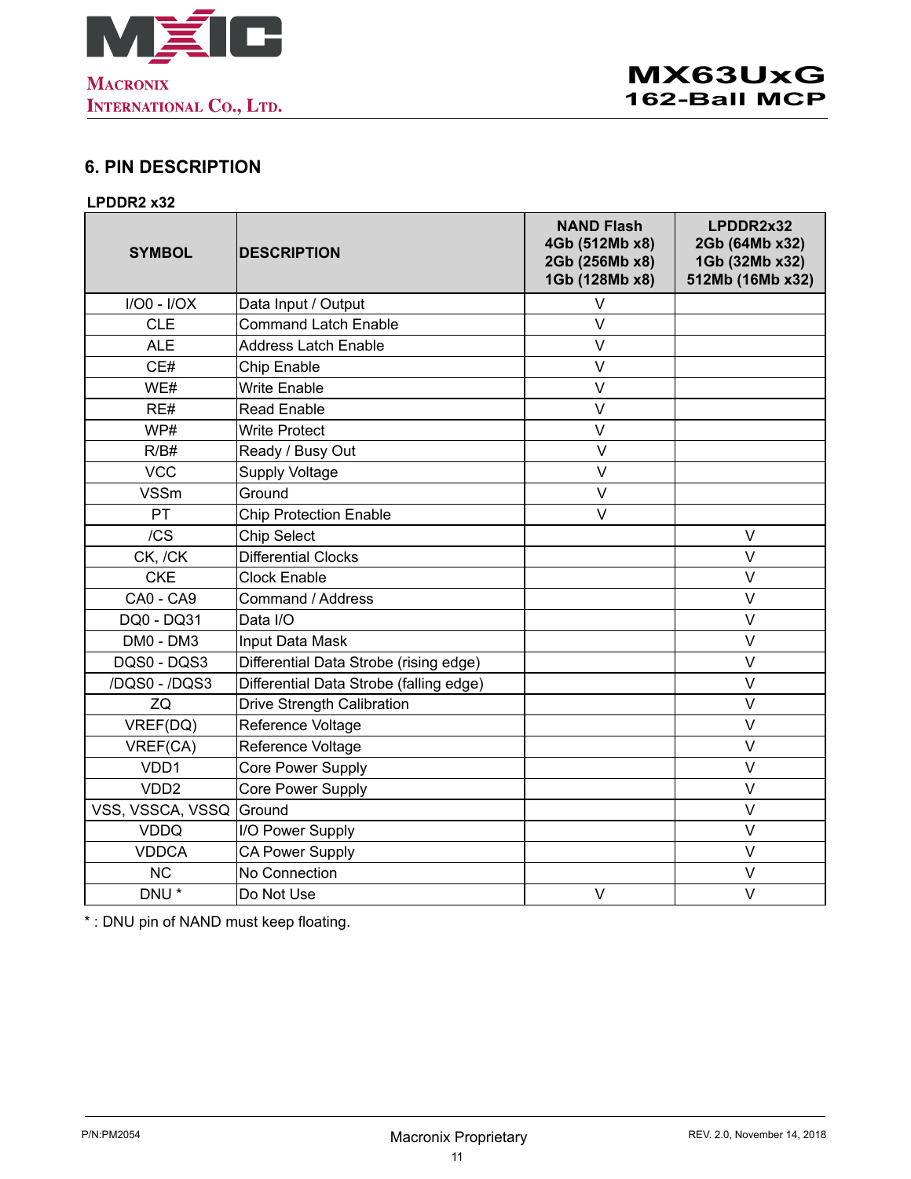## 6. PIN DESCRIPTION

**LPDDR2 x32**

| SYMBOL | DESCRIPTION | NAND Flash 4Gb (512Mb x8) 2Gb (256Mb x8) 1Gb (128Mb x8) | LPDDR2x32 2Gb (64Mb x32) 1Gb (32Mb x32) 512Mb (16Mb x32) |
|---|---|---|---|
| I/O0 - I/OX | Data Input / Output | V | |
| CLE | Command Latch Enable | V | |
| ALE | Address Latch Enable | V | |
| CE# | Chip Enable | V | |
| WE# | Write Enable | V | |
| RE# | Read Enable | V | |
| WP# | Write Protect | V | |
| R/B# | Ready / Busy Out | V | |
| VCC | Supply Voltage | V | |
| VSSm | Ground | V | |
| PT | Chip Protection Enable | V | |
| /CS | Chip Select | | V |
| CK, /CK | Differential Clocks | | V |
| CKE | Clock Enable | | V |
| CA0 - CA9 | Command / Address | | V |
| DQ0 - DQ31 | Data I/O | | V |
| DM0 - DM3 | Input Data Mask | | V |
| DQS0 - DQS3 | Differential Data Strobe (rising edge) | | V |
| /DQS0 - /DQS3 | Differential Data Strobe (falling edge) | | V |
| ZQ | Drive Strength Calibration | | V |
| VREF(DQ) | Reference Voltage | | V |
| VREF(CA) | Reference Voltage | | V |
| VDD1 | Core Power Supply | | V |
| VDD2 | Core Power Supply | | V |
| VSS, VSSCA, VSSQ | Ground | | V |
| VDDQ | I/O Power Supply | | V |
| VDDCA | CA Power Supply | | V |
| NC | No Connection | | V |
| DNU * | Do Not Use | V | V |

* : DNU pin of NAND must keep floating.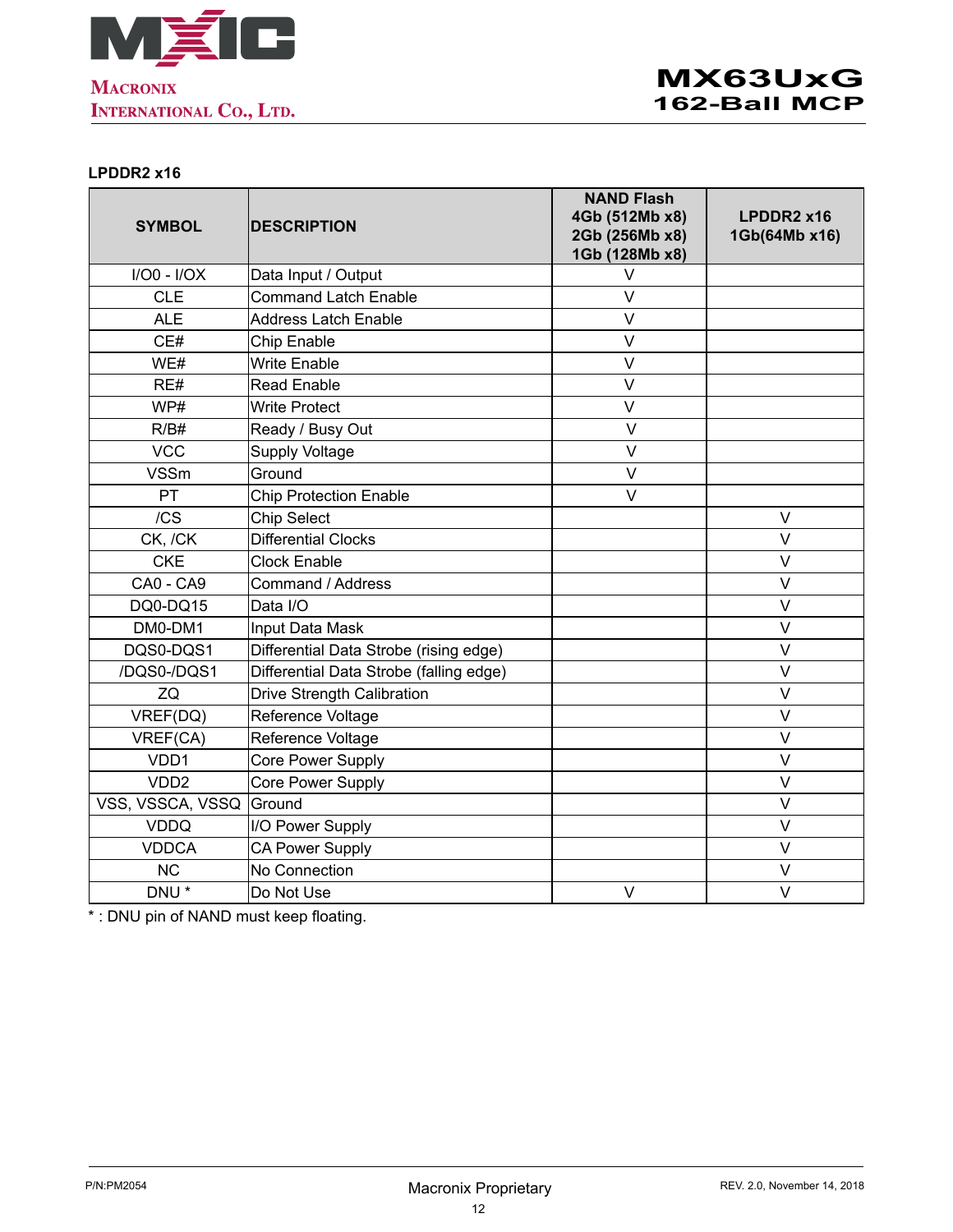**LPDDR2 x16**

| SYMBOL | DESCRIPTION | NAND Flash 4Gb (512Mb x8) 2Gb (256Mb x8) 1Gb (128Mb x8) | LPDDR2 x16 1Gb(64Mb x16) |
|---|---|---|---|
| I/O0 - I/OX | Data Input / Output | V | |
| CLE | Command Latch Enable | V | |
| ALE | Address Latch Enable | V | |
| CE# | Chip Enable | V | |
| WE# | Write Enable | V | |
| RE# | Read Enable | V | |
| WP# | Write Protect | V | |
| R/B# | Ready / Busy Out | V | |
| VCC | Supply Voltage | V | |
| VSSm | Ground | V | |
| PT | Chip Protection Enable | V | |
| /CS | Chip Select | | V |
| CK, /CK | Differential Clocks | | V |
| CKE | Clock Enable | | V |
| CA0 - CA9 | Command / Address | | V |
| DQ0-DQ15 | Data I/O | | V |
| DM0-DM1 | Input Data Mask | | V |
| DQS0-DQS1 | Differential Data Strobe (rising edge) | | V |
| /DQS0-/DQS1 | Differential Data Strobe (falling edge) | | V |
| ZQ | Drive Strength Calibration | | V |
| VREF(DQ) | Reference Voltage | | V |
| VREF(CA) | Reference Voltage | | V |
| VDD1 | Core Power Supply | | V |
| VDD2 | Core Power Supply | | V |
| VSS, VSSCA, VSSQ | Ground | | V |
| VDDQ | I/O Power Supply | | V |
| VDDCA | CA Power Supply | | V |
| NC | No Connection | | V |
| DNU * | Do Not Use | V | V |

* : DNU pin of NAND must keep floating.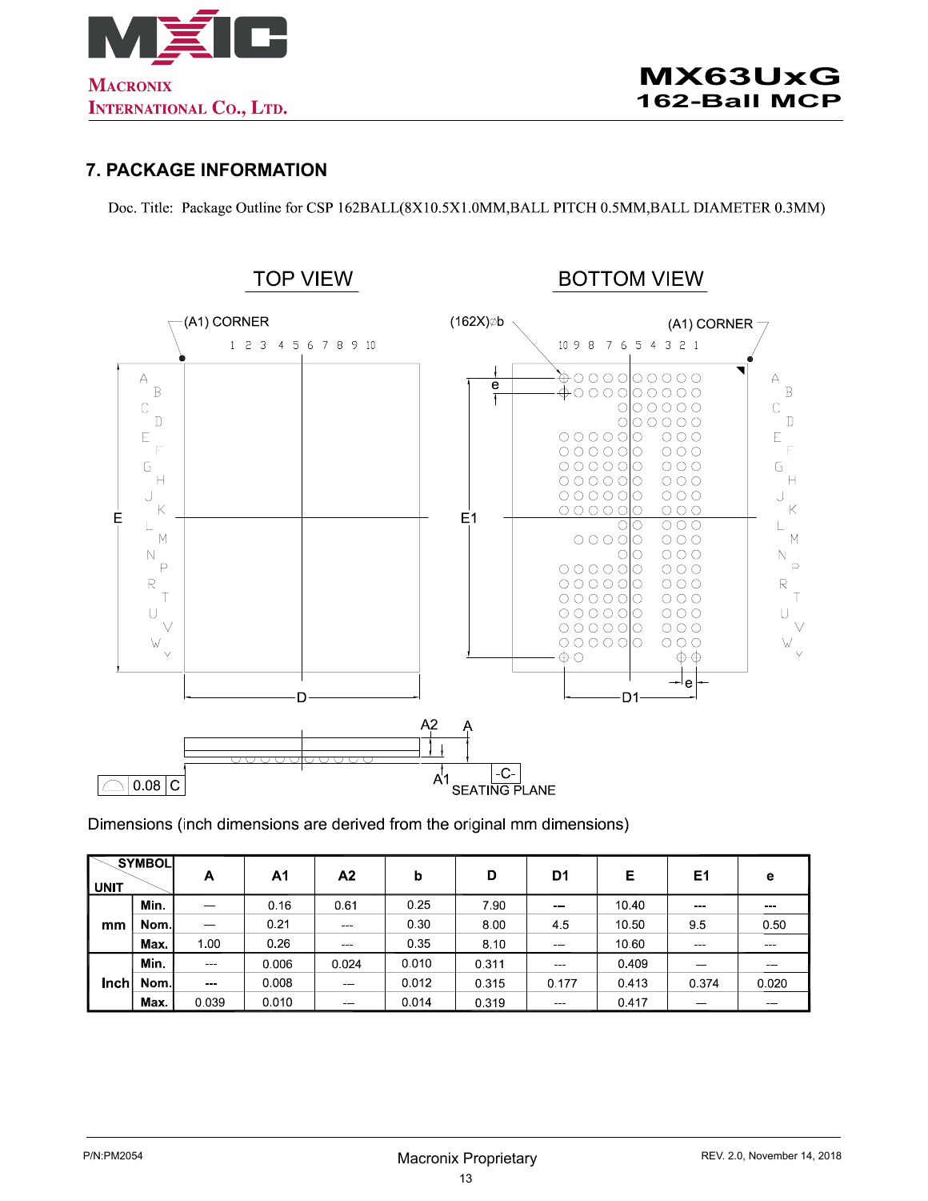## 7. PACKAGE INFORMATION

Doc. Title: Package Outline for CSP 162BALL(8X10.5X1.0MM,BALL PITCH 0.5MM,BALL DIAMETER 0.3MM)

Dimensions (inch dimensions are derived from the original mm dimensions)

| UNIT | SYMBOL | A | A1 | A2 | b | D | D1 | E | E1 | e |
|---|---|---|---|---|---|---|---|---|---|---|
| mm | Min. | — | 0.16 | 0.61 | 0.25 | 7.90 | --- | 10.40 | --- | --- |
| | Nom. | — | 0.21 | --- | 0.30 | 8.00 | 4.5 | 10.50 | 9.5 | 0.50 |
| | Max. | 1.00 | 0.26 | --- | 0.35 | 8.10 | --- | 10.60 | --- | --- |
| Inch | Min. | --- | 0.006 | 0.024 | 0.010 | 0.311 | --- | 0.409 | — | — |
| | Nom. | --- | 0.008 | — | 0.012 | 0.315 | 0.177 | 0.413 | 0.374 | 0.020 |
| | Max. | 0.039 | 0.010 | — | 0.014 | 0.319 | --- | 0.417 | — | — |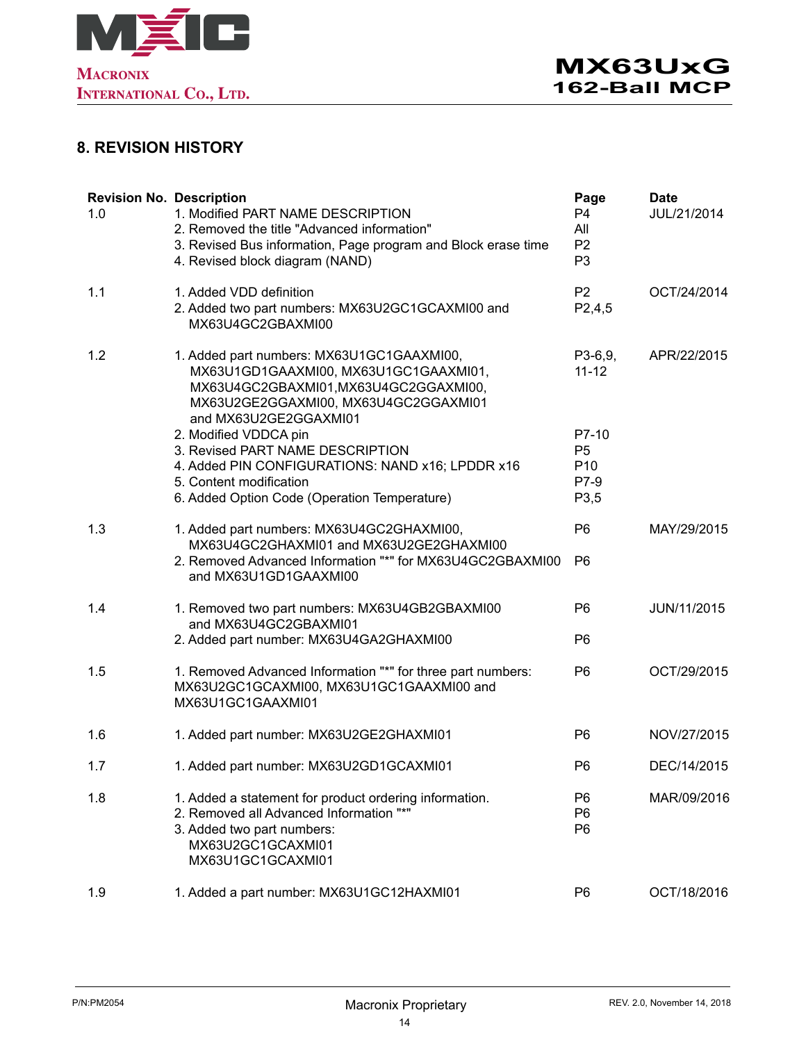## 8. REVISION HISTORY

| Revision No. | Description | Page | Date |
|---|---|---|---|
| 1.0 | 1. Modified PART NAME DESCRIPTION | P4 | JUL/21/2014 |
| | 2. Removed the title "Advanced information" | All | |
| | 3. Revised Bus information, Page program and Block erase time | P2 | |
| | 4. Revised block diagram (NAND) | P3 | |
| 1.1 | 1. Added VDD definition | P2 | OCT/24/2014 |
| | 2. Added two part numbers: MX63U2GC1GCAXMI00 and MX63U4GC2GBAXMI00 | P2,4,5 | |
| 1.2 | 1. Added part numbers: MX63U1GC1GAAXMI00, MX63U1GD1GAAXMI00, MX63U1GC1GAAXMI01, MX63U4GC2GBAXMI01,MX63U4GC2GGAXMI00, MX63U2GE2GGAXMI00, MX63U4GC2GGAXMI01 and MX63U2GE2GGAXMI01 | P3-6,9, 11-12 | APR/22/2015 |
| | 2. Modified VDDCA pin | P7-10 | |
| | 3. Revised PART NAME DESCRIPTION | P5 | |
| | 4. Added PIN CONFIGURATIONS: NAND x16; LPDDR x16 | P10 | |
| | 5. Content modification | P7-9 | |
| | 6. Added Option Code (Operation Temperature) | P3,5 | |
| 1.3 | 1. Added part numbers: MX63U4GC2GHAXMI00, MX63U4GC2GHAXMI01 and MX63U2GE2GHAXMI00 | P6 | MAY/29/2015 |
| | 2. Removed Advanced Information "*" for MX63U4GC2GBAXMI00 and MX63U1GD1GAAXMI00 | P6 | |
| 1.4 | 1. Removed two part numbers: MX63U4GB2GBAXMI00 and MX63U4GC2GBAXMI01 | P6 | JUN/11/2015 |
| | 2. Added part number: MX63U4GA2GHAXMI00 | P6 | |
| 1.5 | 1. Removed Advanced Information "*" for three part numbers: MX63U2GC1GCAXMI00, MX63U1GC1GAAXMI00 and MX63U1GC1GAAXMI01 | P6 | OCT/29/2015 |
| 1.6 | 1. Added part number: MX63U2GE2GHAXMI01 | P6 | NOV/27/2015 |
| 1.7 | 1. Added part number: MX63U2GD1GCAXMI01 | P6 | DEC/14/2015 |
| 1.8 | 1. Added a statement for product ordering information. | P6 | MAR/09/2016 |
| | 2. Removed all Advanced Information "*" | P6 | |
| | 3. Added two part numbers: MX63U2GC1GCAXMI01 MX63U1GC1GCAXMI01 | P6 | |
| 1.9 | 1. Added a part number: MX63U1GC12HAXMI01 | P6 | OCT/18/2016 |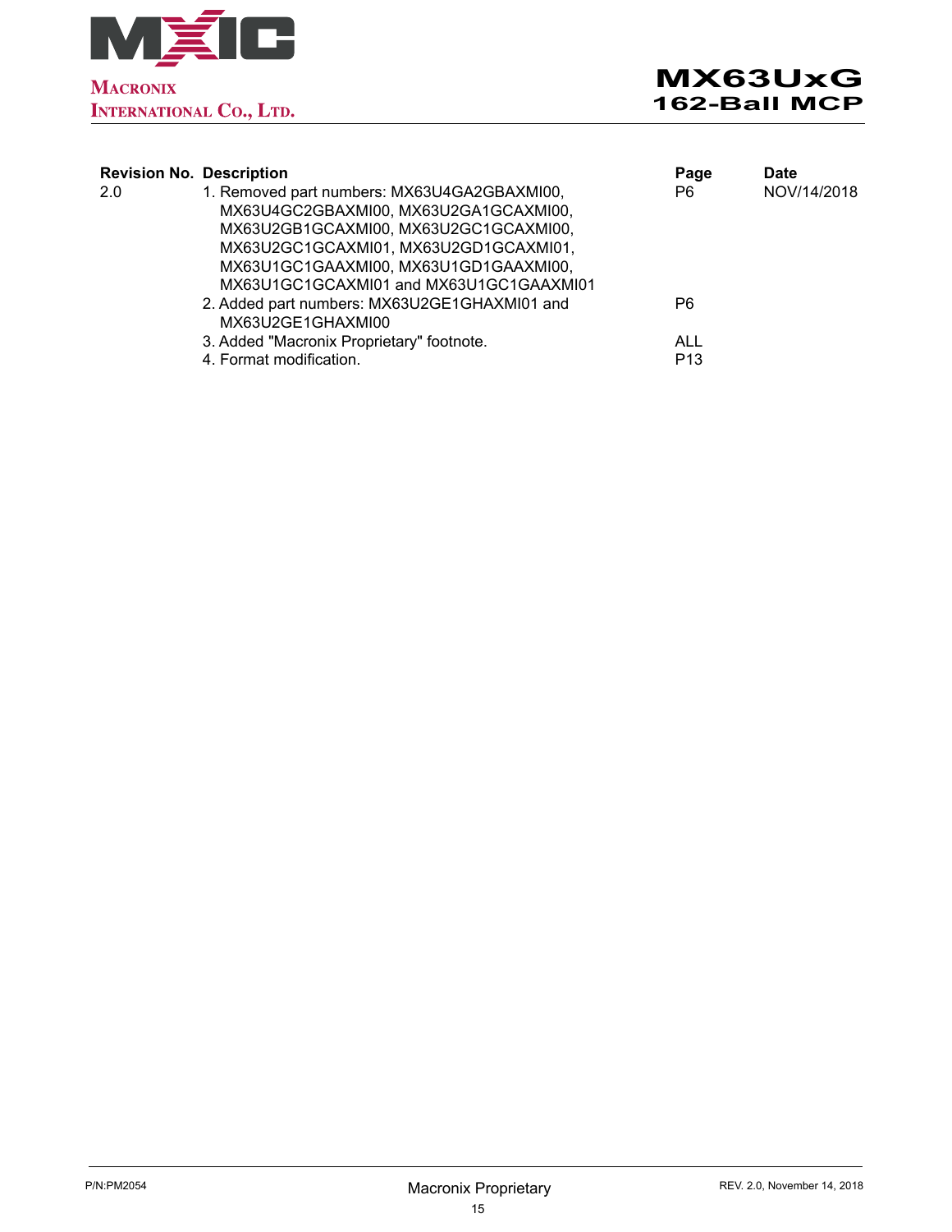| Revision No. | Description | Page | Date |
| --- | --- | --- | --- |
| 2.0 | 1. Removed part numbers: MX63U4GA2GBAXMI00, MX63U4GC2GBAXMI00, MX63U2GA1GCAXMI00, MX63U2GB1GCAXMI00, MX63U2GC1GCAXMI00, MX63U2GC1GCAXMI01, MX63U2GD1GCAXMI01, MX63U1GC1GAAXMI00, MX63U1GD1GAAXMI00, MX63U1GC1GCAXMI01 and MX63U1GC1GAAXMI01 | P6 | NOV/14/2018 |
| | 2. Added part numbers: MX63U2GE1GHAXMI01 and MX63U2GE1GHAXMI00 | P6 | |
| | 3. Added "Macronix Proprietary" footnote. | ALL | |
| | 4. Format modification. | P13 | |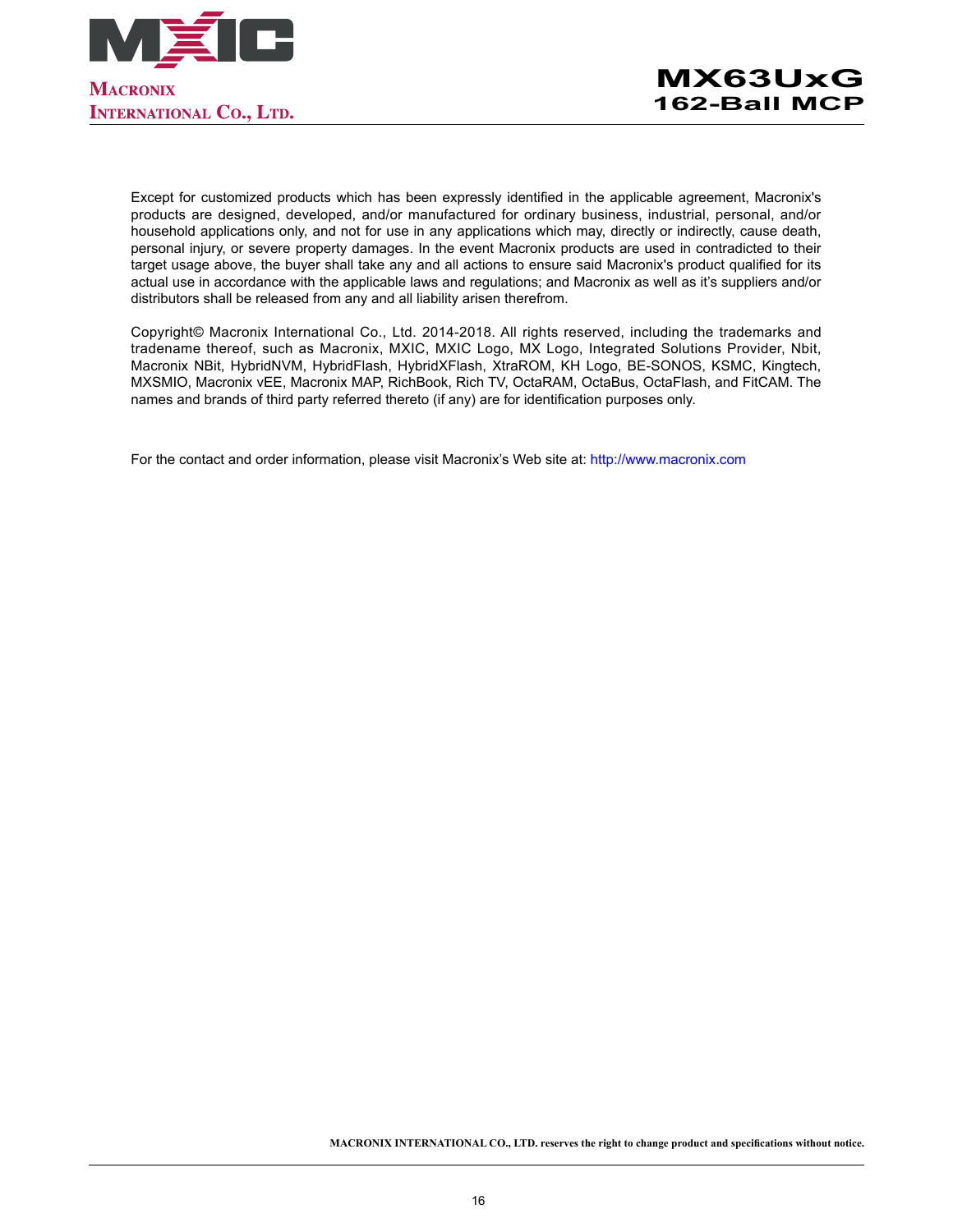Except for customized products which has been expressly identified in the applicable agreement, Macronix's products are designed, developed, and/or manufactured for ordinary business, industrial, personal, and/or household applications only, and not for use in any applications which may, directly or indirectly, cause death, personal injury, or severe property damages. In the event Macronix products are used in contradicted to their target usage above, the buyer shall take any and all actions to ensure said Macronix's product qualified for its actual use in accordance with the applicable laws and regulations; and Macronix as well as it's suppliers and/or distributors shall be released from any and all liability arisen therefrom.

Copyright© Macronix International Co., Ltd. 2014-2018. All rights reserved, including the trademarks and tradename thereof, such as Macronix, MXIC, MXIC Logo, MX Logo, Integrated Solutions Provider, Nbit, Macronix NBit, HybridNVM, HybridFlash, HybridXFlash, XtraROM, KH Logo, BE-SONOS, KSMC, Kingtech, MXSMIO, Macronix vEE, Macronix MAP, RichBook, Rich TV, OctaRAM, OctaBus, OctaFlash, and FitCAM. The names and brands of third party referred thereto (if any) are for identification purposes only.

For the contact and order information, please visit Macronix's Web site at: http://www.macronix.com

**MACRONIX INTERNATIONAL CO., LTD. reserves the right to change product and specifications without notice.**